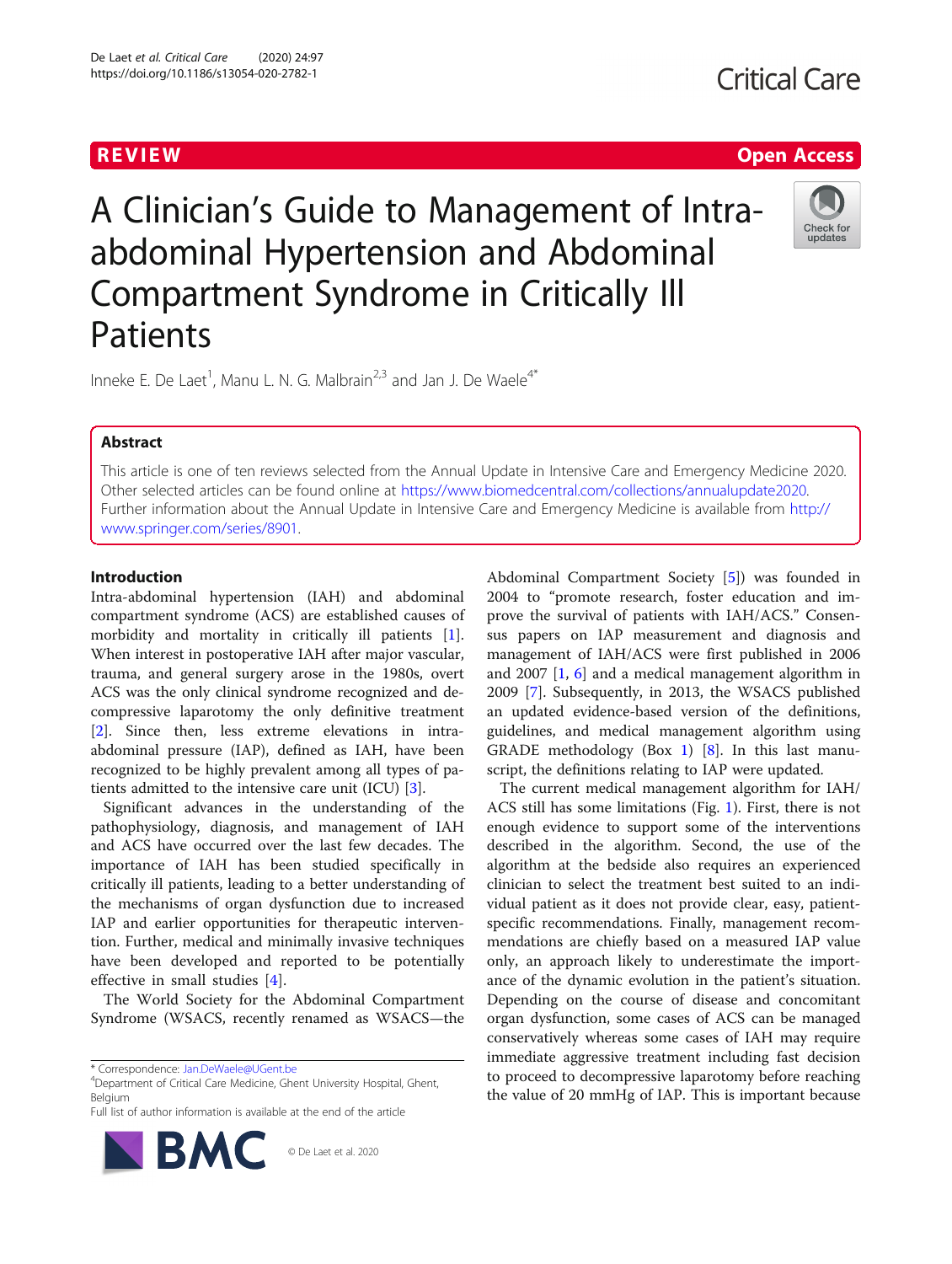REVIEW Open Access

# A Clinician's Guide to Management of Intra-abdominal Hypertension and Abdominal Compartment Syndrome in Critically Ill Patients

Inneke E. De Laet[1], Manu L. N. G. Malbrain[2,3] and Jan J. De Waele[4*]

## Abstract

This article is one of ten reviews selected from the Annual Update in Intensive Care and Emergency Medicine 2020. Other selected articles can be found online at https://www.biomedcentral.com/collections/annualupdate2020. Further information about the Annual Update in Intensive Care and Emergency Medicine is available from http://www.springer.com/series/8901.

## Introduction

Intra-abdominal hypertension (IAH) and abdominal compartment syndrome (ACS) are established causes of morbidity and mortality in critically ill patients [1]. When interest in postoperative IAH after major vascular, trauma, and general surgery arose in the 1980s, overt ACS was the only clinical syndrome recognized and decompressive laparotomy the only definitive treatment [2]. Since then, less extreme elevations in intra-abdominal pressure (IAP), defined as IAH, have been recognized to be highly prevalent among all types of patients admitted to the intensive care unit (ICU) [3].

Significant advances in the understanding of the pathophysiology, diagnosis, and management of IAH and ACS have occurred over the last few decades. The importance of IAH has been studied specifically in critically ill patients, leading to a better understanding of the mechanisms of organ dysfunction due to increased IAP and earlier opportunities for therapeutic intervention. Further, medical and minimally invasive techniques have been developed and reported to be potentially effective in small studies [4].

The World Society for the Abdominal Compartment Syndrome (WSACS, recently renamed as WSACS—the Abdominal Compartment Society [5]) was founded in 2004 to "promote research, foster education and improve the survival of patients with IAH/ACS." Consensus papers on IAP measurement and diagnosis and management of IAH/ACS were first published in 2006 and 2007 [1, 6] and a medical management algorithm in 2009 [7]. Subsequently, in 2013, the WSACS published an updated evidence-based version of the definitions, guidelines, and medical management algorithm using GRADE methodology (Box 1) [8]. In this last manuscript, the definitions relating to IAP were updated.

The current medical management algorithm for IAH/ACS still has some limitations (Fig. 1). First, there is not enough evidence to support some of the interventions described in the algorithm. Second, the use of the algorithm at the bedside also requires an experienced clinician to select the treatment best suited to an individual patient as it does not provide clear, easy, patient-specific recommendations. Finally, management recommendations are chiefly based on a measured IAP value only, an approach likely to underestimate the importance of the dynamic evolution in the patient's situation. Depending on the course of disease and concomitant organ dysfunction, some cases of ACS can be managed conservatively whereas some cases of IAH may require immediate aggressive treatment including fast decision to proceed to decompressive laparotomy before reaching the value of 20 mmHg of IAP. This is important because

\* Correspondence: Jan.DeWaele@UGent.be
[4]Department of Critical Care Medicine, Ghent University Hospital, Ghent, Belgium
Full list of author information is available at the end of the article

© De Laet et al. 2020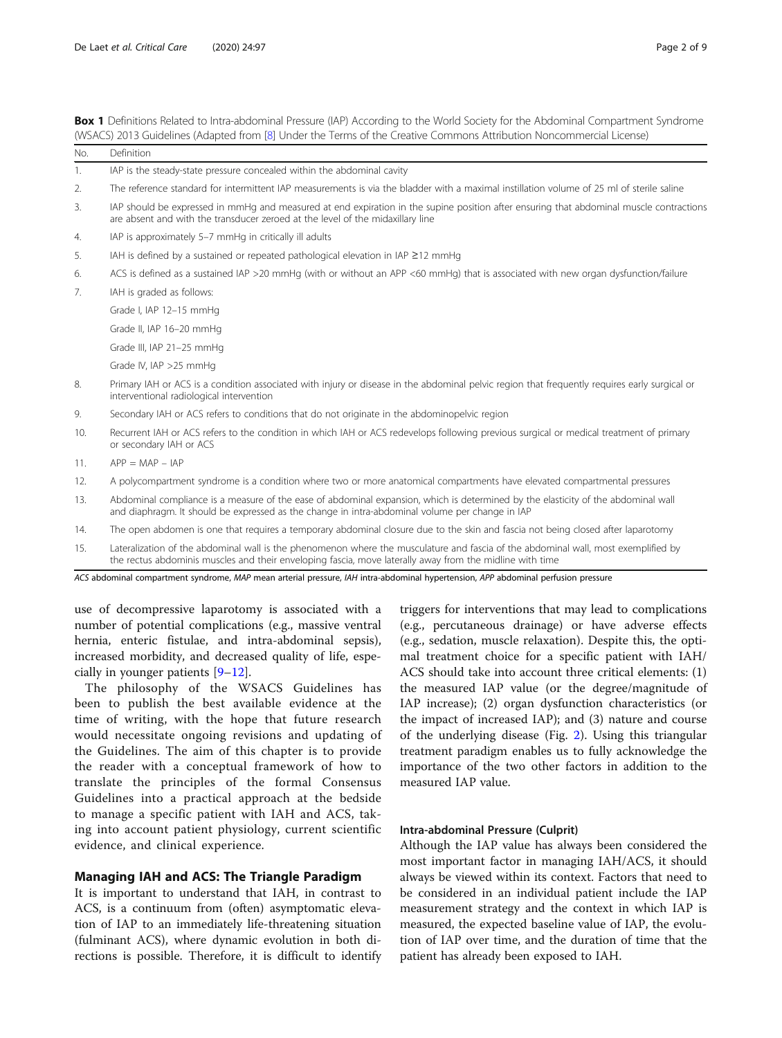**Box 1** Definitions Related to Intra-abdominal Pressure (IAP) According to the World Society for the Abdominal Compartment Syndrome (WSACS) 2013 Guidelines (Adapted from [8] Under the Terms of the Creative Commons Attribution Noncommercial License)

| No. | Definition |
| --- | --- |
| 1. | IAP is the steady-state pressure concealed within the abdominal cavity |
| 2. | The reference standard for intermittent IAP measurements is via the bladder with a maximal instillation volume of 25 ml of sterile saline |
| 3. | IAP should be expressed in mmHg and measured at end expiration in the supine position after ensuring that abdominal muscle contractions are absent and with the transducer zeroed at the level of the midaxillary line |
| 4. | IAP is approximately 5–7 mmHg in critically ill adults |
| 5. | IAH is defined by a sustained or repeated pathological elevation in IAP ≥12 mmHg |
| 6. | ACS is defined as a sustained IAP >20 mmHg (with or without an APP <60 mmHg) that is associated with new organ dysfunction/failure |
| 7. | IAH is graded as follows: |
| | Grade I, IAP 12–15 mmHg |
| | Grade II, IAP 16–20 mmHg |
| | Grade III, IAP 21–25 mmHg |
| | Grade IV, IAP >25 mmHg |
| 8. | Primary IAH or ACS is a condition associated with injury or disease in the abdominal pelvic region that frequently requires early surgical or interventional radiological intervention |
| 9. | Secondary IAH or ACS refers to conditions that do not originate in the abdominopelvic region |
| 10. | Recurrent IAH or ACS refers to the condition in which IAH or ACS redevelops following previous surgical or medical treatment of primary or secondary IAH or ACS |
| 11. | APP = MAP − IAP |
| 12. | A polycompartment syndrome is a condition where two or more anatomical compartments have elevated compartmental pressures |
| 13. | Abdominal compliance is a measure of the ease of abdominal expansion, which is determined by the elasticity of the abdominal wall and diaphragm. It should be expressed as the change in intra-abdominal volume per change in IAP |
| 14. | The open abdomen is one that requires a temporary abdominal closure due to the skin and fascia not being closed after laparotomy |
| 15. | Lateralization of the abdominal wall is the phenomenon where the musculature and fascia of the abdominal wall, most exemplified by the rectus abdominis muscles and their enveloping fascia, move laterally away from the midline with time |

*ACS* abdominal compartment syndrome, *MAP* mean arterial pressure, *IAH* intra-abdominal hypertension, *APP* abdominal perfusion pressure

use of decompressive laparotomy is associated with a number of potential complications (e.g., massive ventral hernia, enteric fistulae, and intra-abdominal sepsis), increased morbidity, and decreased quality of life, especially in younger patients [9–12].

The philosophy of the WSACS Guidelines has been to publish the best available evidence at the time of writing, with the hope that future research would necessitate ongoing revisions and updating of the Guidelines. The aim of this chapter is to provide the reader with a conceptual framework of how to translate the principles of the formal Consensus Guidelines into a practical approach at the bedside to manage a specific patient with IAH and ACS, taking into account patient physiology, current scientific evidence, and clinical experience.

## Managing IAH and ACS: The Triangle Paradigm

It is important to understand that IAH, in contrast to ACS, is a continuum from (often) asymptomatic elevation of IAP to an immediately life-threatening situation (fulminant ACS), where dynamic evolution in both directions is possible. Therefore, it is difficult to identify triggers for interventions that may lead to complications (e.g., percutaneous drainage) or have adverse effects (e.g., sedation, muscle relaxation). Despite this, the optimal treatment choice for a specific patient with IAH/ACS should take into account three critical elements: (1) the measured IAP value (or the degree/magnitude of IAP increase); (2) organ dysfunction characteristics (or the impact of increased IAP); and (3) nature and course of the underlying disease (Fig. 2). Using this triangular treatment paradigm enables us to fully acknowledge the importance of the two other factors in addition to the measured IAP value.

### Intra-abdominal Pressure (Culprit)

Although the IAP value has always been considered the most important factor in managing IAH/ACS, it should always be viewed within its context. Factors that need to be considered in an individual patient include the IAP measurement strategy and the context in which IAP is measured, the expected baseline value of IAP, the evolution of IAP over time, and the duration of time that the patient has already been exposed to IAH.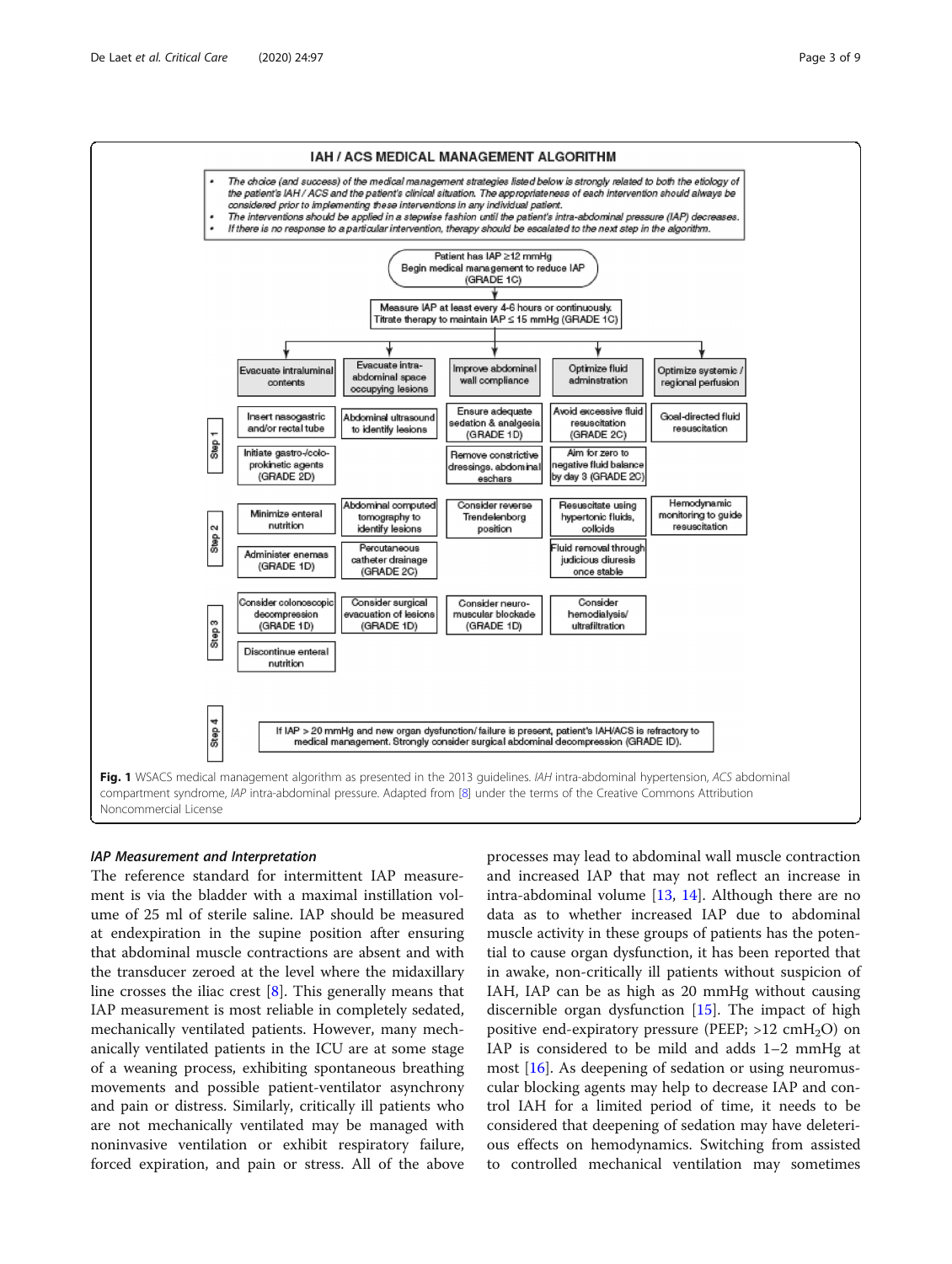**IAH / ACS MEDICAL MANAGEMENT ALGORITHM**

- The choice (and success) of the medical management strategies listed below is strongly related to both the etiology of the patient's IAH / ACS and the patient's clinical situation. The appropriateness of each intervention should always be considered prior to implementing these interventions in any individual patient.
- The interventions should be applied in a stepwise fashion until the patient's intra-abdominal pressure (IAP) decreases.
- If there is no response to a particular intervention, therapy should be escalated to the next step in the algorithm.

Patient has IAP ≥12 mmHg
Begin medical management to reduce IAP
(GRADE 1C)

Measure IAP at least every 4-6 hours or continuously.
Titrate therapy to maintain IAP ≤ 15 mmHg (GRADE 1C)

| | Evacuate intraluminal contents | Evacuate intra-abdominal space occupying lesions | Improve abdominal wall compliance | Optimize fluid administration | Optimize systemic / regional perfusion |
|---|---|---|---|---|---|
| Step 1 | Insert nasogastric and/or rectal tube | Abdominal ultrasound to identify lesions | Ensure adequate sedation & analgesia (GRADE 1D) | Avoid excessive fluid resuscitation (GRADE 2C) | Goal-directed fluid resuscitation |
| | Initiate gastro-/colo-prokinetic agents (GRADE 2D) | | Remove constrictive dressings, abdominal eschars | Aim for zero to negative fluid balance by day 3 (GRADE 2C) | |
| Step 2 | Minimize enteral nutrition | Abdominal computed tomography to identify lesions | Consider reverse Trendelenburg position | Resuscitate using hypertonic fluids, colloids | Hemodynamic monitoring to guide resuscitation |
| | Administer enemas (GRADE 1D) | Percutaneous catheter drainage (GRADE 2C) | | Fluid removal through judicious diuresis once stable | |
| Step 3 | Consider colonoscopic decompression (GRADE 1D) | Consider surgical evacuation of lesions (GRADE 1D) | Consider neuro-muscular blockade (GRADE 1D) | Consider hemodialysis/ ultrafiltration | |
| | Discontinue enteral nutrition | | | | |

Step 4: If IAP > 20 mmHg and new organ dysfunction/failure is present, patient's IAH/ACS is refractory to medical management. Strongly consider surgical abdominal decompression (GRADE 1D).

**Fig. 1** WSACS medical management algorithm as presented in the 2013 guidelines. *IAH* intra-abdominal hypertension, *ACS* abdominal compartment syndrome, *IAP* intra-abdominal pressure. Adapted from [8] under the terms of the Creative Commons Attribution Noncommercial License

### *IAP Measurement and Interpretation*

The reference standard for intermittent IAP measurement is via the bladder with a maximal instillation volume of 25 ml of sterile saline. IAP should be measured at endexpiration in the supine position after ensuring that abdominal muscle contractions are absent and with the transducer zeroed at the level where the midaxillary line crosses the iliac crest [8]. This generally means that IAP measurement is most reliable in completely sedated, mechanically ventilated patients. However, many mechanically ventilated patients in the ICU are at some stage of a weaning process, exhibiting spontaneous breathing movements and possible patient-ventilator asynchrony and pain or distress. Similarly, critically ill patients who are not mechanically ventilated may be managed with noninvasive ventilation or exhibit respiratory failure, forced expiration, and pain or stress. All of the above processes may lead to abdominal wall muscle contraction and increased IAP that may not reflect an increase in intra-abdominal volume [13, 14]. Although there are no data as to whether increased IAP due to abdominal muscle activity in these groups of patients has the potential to cause organ dysfunction, it has been reported that in awake, non-critically ill patients without suspicion of IAH, IAP can be as high as 20 mmHg without causing discernible organ dysfunction [15]. The impact of high positive end-expiratory pressure (PEEP; >12 $cmH_2O$) on IAP is considered to be mild and adds 1–2 mmHg at most [16]. As deepening of sedation or using neuromuscular blocking agents may help to decrease IAP and control IAH for a limited period of time, it needs to be considered that deepening of sedation may have deleterious effects on hemodynamics. Switching from assisted to controlled mechanical ventilation may sometimes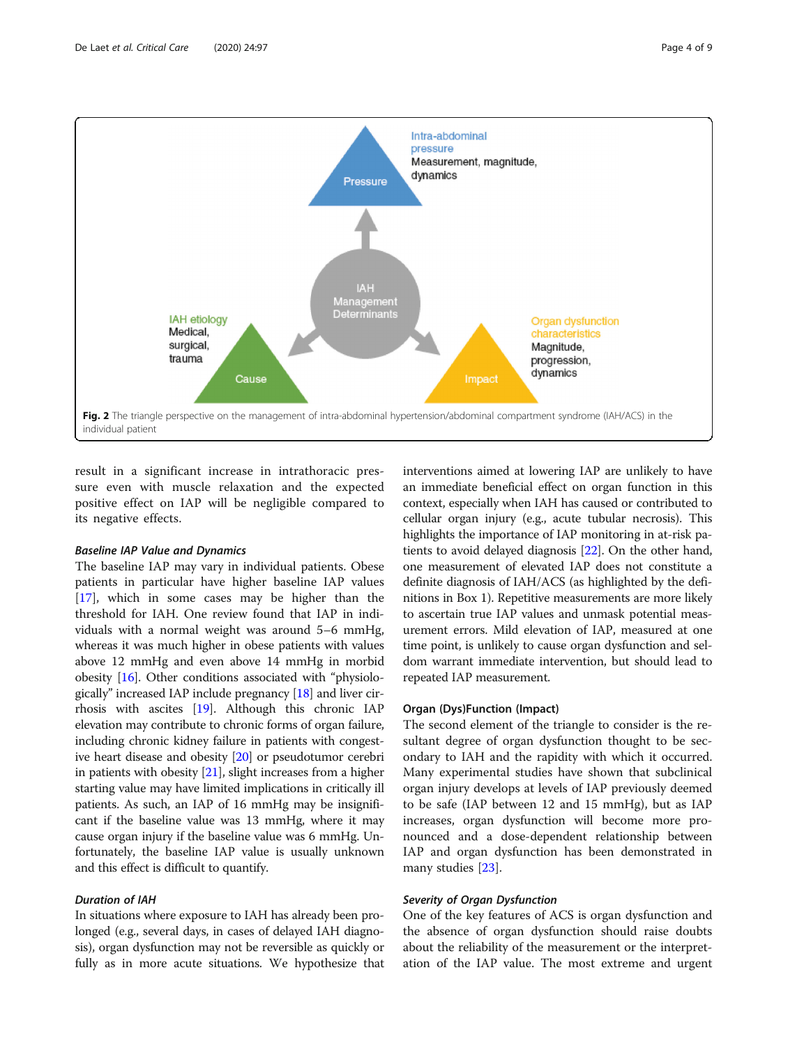**Fig. 2** The triangle perspective on the management of intra-abdominal hypertension/abdominal compartment syndrome (IAH/ACS) in the individual patient

result in a significant increase in intrathoracic pressure even with muscle relaxation and the expected positive effect on IAP will be negligible compared to its negative effects.

### *Baseline IAP Value and Dynamics*

The baseline IAP may vary in individual patients. Obese patients in particular have higher baseline IAP values [17], which in some cases may be higher than the threshold for IAH. One review found that IAP in individuals with a normal weight was around 5–6 mmHg, whereas it was much higher in obese patients with values above 12 mmHg and even above 14 mmHg in morbid obesity [16]. Other conditions associated with "physiologically" increased IAP include pregnancy [18] and liver cirrhosis with ascites [19]. Although this chronic IAP elevation may contribute to chronic forms of organ failure, including chronic kidney failure in patients with congestive heart disease and obesity [20] or pseudotumor cerebri in patients with obesity [21], slight increases from a higher starting value may have limited implications in critically ill patients. As such, an IAP of 16 mmHg may be insignificant if the baseline value was 13 mmHg, where it may cause organ injury if the baseline value was 6 mmHg. Unfortunately, the baseline IAP value is usually unknown and this effect is difficult to quantify.

### *Duration of IAH*

In situations where exposure to IAH has already been prolonged (e.g., several days, in cases of delayed IAH diagnosis), organ dysfunction may not be reversible as quickly or fully as in more acute situations. We hypothesize that interventions aimed at lowering IAP are unlikely to have an immediate beneficial effect on organ function in this context, especially when IAH has caused or contributed to cellular organ injury (e.g., acute tubular necrosis). This highlights the importance of IAP monitoring in at-risk patients to avoid delayed diagnosis [22]. On the other hand, one measurement of elevated IAP does not constitute a definite diagnosis of IAH/ACS (as highlighted by the definitions in Box 1). Repetitive measurements are more likely to ascertain true IAP values and unmask potential measurement errors. Mild elevation of IAP, measured at one time point, is unlikely to cause organ dysfunction and seldom warrant immediate intervention, but should lead to repeated IAP measurement.

## Organ (Dys)Function (Impact)

The second element of the triangle to consider is the resultant degree of organ dysfunction thought to be secondary to IAH and the rapidity with which it occurred. Many experimental studies have shown that subclinical organ injury develops at levels of IAP previously deemed to be safe (IAP between 12 and 15 mmHg), but as IAP increases, organ dysfunction will become more pronounced and a dose-dependent relationship between IAP and organ dysfunction has been demonstrated in many studies [23].

### *Severity of Organ Dysfunction*

One of the key features of ACS is organ dysfunction and the absence of organ dysfunction should raise doubts about the reliability of the measurement or the interpretation of the IAP value. The most extreme and urgent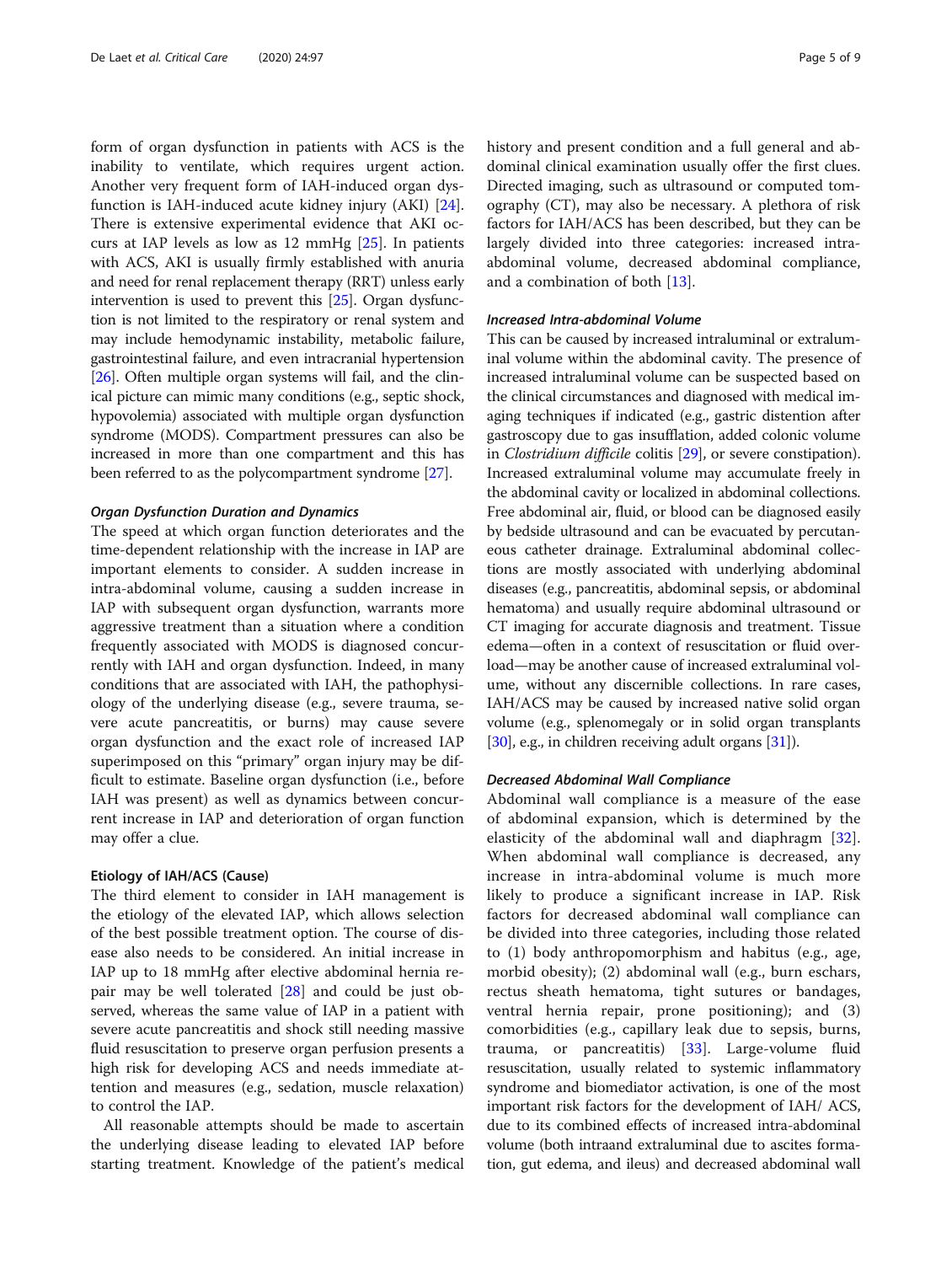form of organ dysfunction in patients with ACS is the inability to ventilate, which requires urgent action. Another very frequent form of IAH-induced organ dysfunction is IAH-induced acute kidney injury (AKI) [24]. There is extensive experimental evidence that AKI occurs at IAP levels as low as 12 mmHg [25]. In patients with ACS, AKI is usually firmly established with anuria and need for renal replacement therapy (RRT) unless early intervention is used to prevent this [25]. Organ dysfunction is not limited to the respiratory or renal system and may include hemodynamic instability, metabolic failure, gastrointestinal failure, and even intracranial hypertension [26]. Often multiple organ systems will fail, and the clinical picture can mimic many conditions (e.g., septic shock, hypovolemia) associated with multiple organ dysfunction syndrome (MODS). Compartment pressures can also be increased in more than one compartment and this has been referred to as the polycompartment syndrome [27].

#### *Organ Dysfunction Duration and Dynamics*

The speed at which organ function deteriorates and the time-dependent relationship with the increase in IAP are important elements to consider. A sudden increase in intra-abdominal volume, causing a sudden increase in IAP with subsequent organ dysfunction, warrants more aggressive treatment than a situation where a condition frequently associated with MODS is diagnosed concurrently with IAH and organ dysfunction. Indeed, in many conditions that are associated with IAH, the pathophysiology of the underlying disease (e.g., severe trauma, severe acute pancreatitis, or burns) may cause severe organ dysfunction and the exact role of increased IAP superimposed on this "primary" organ injury may be difficult to estimate. Baseline organ dysfunction (i.e., before IAH was present) as well as dynamics between concurrent increase in IAP and deterioration of organ function may offer a clue.

### Etiology of IAH/ACS (Cause)

The third element to consider in IAH management is the etiology of the elevated IAP, which allows selection of the best possible treatment option. The course of disease also needs to be considered. An initial increase in IAP up to 18 mmHg after elective abdominal hernia repair may be well tolerated [28] and could be just observed, whereas the same value of IAP in a patient with severe acute pancreatitis and shock still needing massive fluid resuscitation to preserve organ perfusion presents a high risk for developing ACS and needs immediate attention and measures (e.g., sedation, muscle relaxation) to control the IAP.

All reasonable attempts should be made to ascertain the underlying disease leading to elevated IAP before starting treatment. Knowledge of the patient's medical history and present condition and a full general and abdominal clinical examination usually offer the first clues. Directed imaging, such as ultrasound or computed tomography (CT), may also be necessary. A plethora of risk factors for IAH/ACS has been described, but they can be largely divided into three categories: increased intra-abdominal volume, decreased abdominal compliance, and a combination of both [13].

#### *Increased Intra-abdominal Volume*

This can be caused by increased intraluminal or extraluminal volume within the abdominal cavity. The presence of increased intraluminal volume can be suspected based on the clinical circumstances and diagnosed with medical imaging techniques if indicated (e.g., gastric distention after gastroscopy due to gas insufflation, added colonic volume in *Clostridium difficile* colitis [29], or severe constipation). Increased extraluminal volume may accumulate freely in the abdominal cavity or localized in abdominal collections. Free abdominal air, fluid, or blood can be diagnosed easily by bedside ultrasound and can be evacuated by percutaneous catheter drainage. Extraluminal abdominal collections are mostly associated with underlying abdominal diseases (e.g., pancreatitis, abdominal sepsis, or abdominal hematoma) and usually require abdominal ultrasound or CT imaging for accurate diagnosis and treatment. Tissue edema—often in a context of resuscitation or fluid overload—may be another cause of increased extraluminal volume, without any discernible collections. In rare cases, IAH/ACS may be caused by increased native solid organ volume (e.g., splenomegaly or in solid organ transplants [30], e.g., in children receiving adult organs [31]).

#### *Decreased Abdominal Wall Compliance*

Abdominal wall compliance is a measure of the ease of abdominal expansion, which is determined by the elasticity of the abdominal wall and diaphragm [32]. When abdominal wall compliance is decreased, any increase in intra-abdominal volume is much more likely to produce a significant increase in IAP. Risk factors for decreased abdominal wall compliance can be divided into three categories, including those related to (1) body anthropomorphism and habitus (e.g., age, morbid obesity); (2) abdominal wall (e.g., burn eschars, rectus sheath hematoma, tight sutures or bandages, ventral hernia repair, prone positioning); and (3) comorbidities (e.g., capillary leak due to sepsis, burns, trauma, or pancreatitis) [33]. Large-volume fluid resuscitation, usually related to systemic inflammatory syndrome and biomediator activation, is one of the most important risk factors for the development of IAH/ ACS, due to its combined effects of increased intra-abdominal volume (both intraand extraluminal due to ascites formation, gut edema, and ileus) and decreased abdominal wall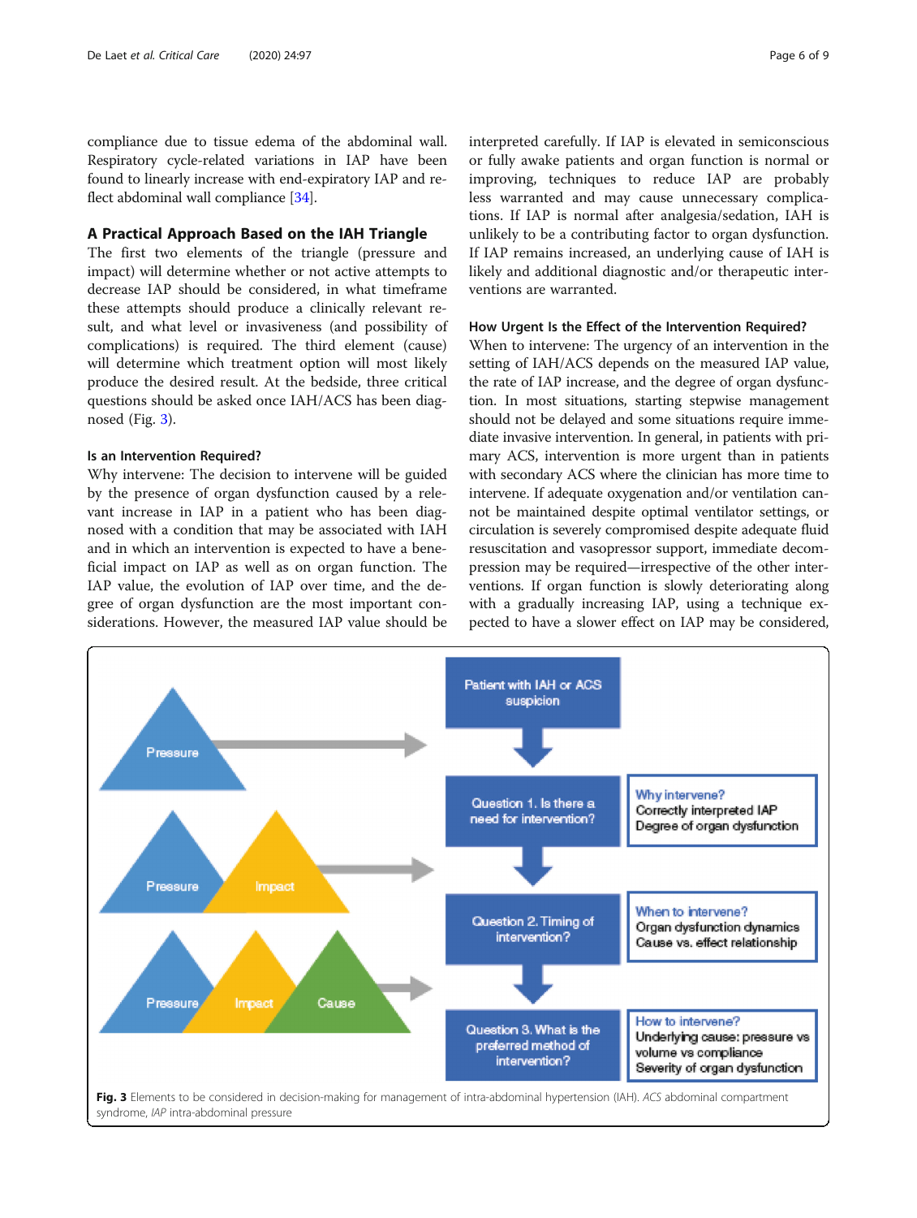compliance due to tissue edema of the abdominal wall. Respiratory cycle-related variations in IAP have been found to linearly increase with end-expiratory IAP and reflect abdominal wall compliance [34].

## A Practical Approach Based on the IAH Triangle

The first two elements of the triangle (pressure and impact) will determine whether or not active attempts to decrease IAP should be considered, in what timeframe these attempts should produce a clinically relevant result, and what level or invasiveness (and possibility of complications) is required. The third element (cause) will determine which treatment option will most likely produce the desired result. At the bedside, three critical questions should be asked once IAH/ACS has been diagnosed (Fig. 3).

### Is an Intervention Required?

Why intervene: The decision to intervene will be guided by the presence of organ dysfunction caused by a relevant increase in IAP in a patient who has been diagnosed with a condition that may be associated with IAH and in which an intervention is expected to have a beneficial impact on IAP as well as on organ function. The IAP value, the evolution of IAP over time, and the degree of organ dysfunction are the most important considerations. However, the measured IAP value should be interpreted carefully. If IAP is elevated in semiconscious or fully awake patients and organ function is normal or improving, techniques to reduce IAP are probably less warranted and may cause unnecessary complications. If IAP is normal after analgesia/sedation, IAH is unlikely to be a contributing factor to organ dysfunction. If IAP remains increased, an underlying cause of IAH is likely and additional diagnostic and/or therapeutic interventions are warranted.

### How Urgent Is the Effect of the Intervention Required?

When to intervene: The urgency of an intervention in the setting of IAH/ACS depends on the measured IAP value, the rate of IAP increase, and the degree of organ dysfunction. In most situations, starting stepwise management should not be delayed and some situations require immediate invasive intervention. In general, in patients with primary ACS, intervention is more urgent than in patients with secondary ACS where the clinician has more time to intervene. If adequate oxygenation and/or ventilation cannot be maintained despite optimal ventilator settings, or circulation is severely compromised despite adequate fluid resuscitation and vasopressor support, immediate decompression may be required—irrespective of the other interventions. If organ function is slowly deteriorating along with a gradually increasing IAP, using a technique expected to have a slower effect on IAP may be considered,

Pressure

Pressure Impact

Pressure Impact Cause

Patient with IAH or ACS suspicion

Question 1. Is there a need for intervention?

Why intervene?
Correctly interpreted IAP
Degree of organ dysfunction

Question 2. Timing of intervention?

When to intervene?
Organ dysfunction dynamics
Cause vs. effect relationship

Question 3. What is the preferred method of intervention?

How to intervene?
Underlying cause: pressure vs volume vs compliance
Severity of organ dysfunction

**Fig. 3** Elements to be considered in decision-making for management of intra-abdominal hypertension (IAH). *ACS* abdominal compartment syndrome, *IAP* intra-abdominal pressure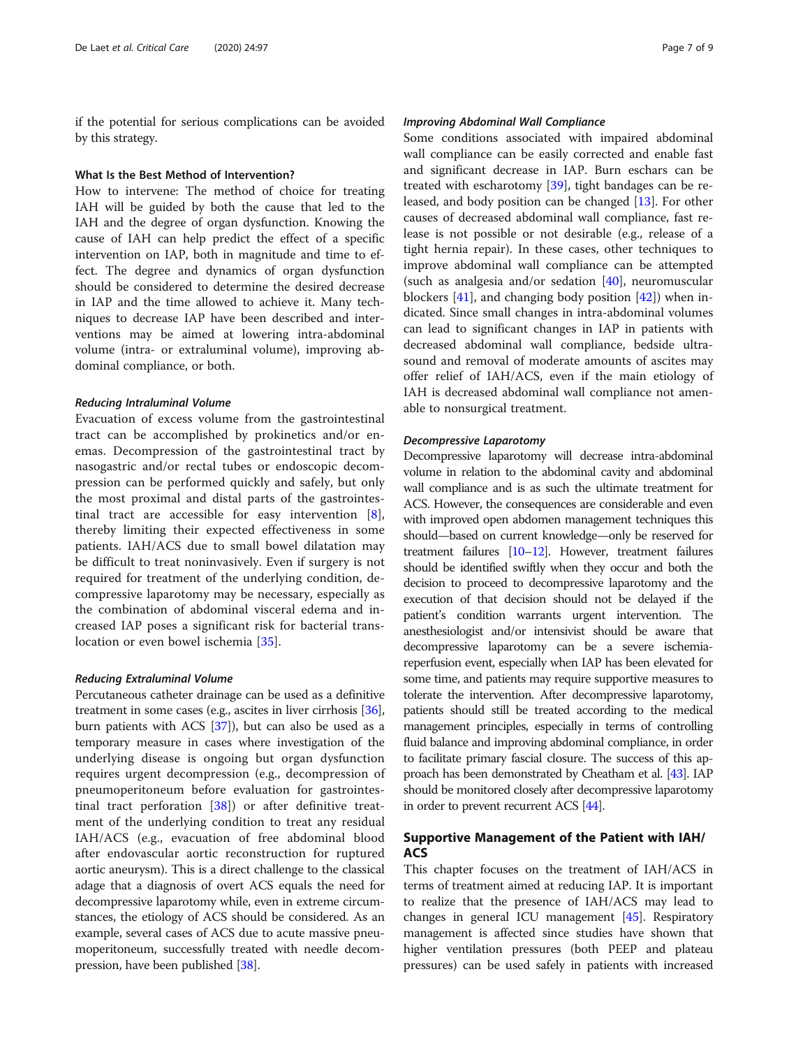if the potential for serious complications can be avoided by this strategy.

### What Is the Best Method of Intervention?

How to intervene: The method of choice for treating IAH will be guided by both the cause that led to the IAH and the degree of organ dysfunction. Knowing the cause of IAH can help predict the effect of a specific intervention on IAP, both in magnitude and time to effect. The degree and dynamics of organ dysfunction should be considered to determine the desired decrease in IAP and the time allowed to achieve it. Many techniques to decrease IAP have been described and interventions may be aimed at lowering intra-abdominal volume (intra- or extraluminal volume), improving abdominal compliance, or both.

#### *Reducing Intraluminal Volume*

Evacuation of excess volume from the gastrointestinal tract can be accomplished by prokinetics and/or enemas. Decompression of the gastrointestinal tract by nasogastric and/or rectal tubes or endoscopic decompression can be performed quickly and safely, but only the most proximal and distal parts of the gastrointestinal tract are accessible for easy intervention [8], thereby limiting their expected effectiveness in some patients. IAH/ACS due to small bowel dilatation may be difficult to treat noninvasively. Even if surgery is not required for treatment of the underlying condition, decompressive laparotomy may be necessary, especially as the combination of abdominal visceral edema and increased IAP poses a significant risk for bacterial translocation or even bowel ischemia [35].

#### *Reducing Extraluminal Volume*

Percutaneous catheter drainage can be used as a definitive treatment in some cases (e.g., ascites in liver cirrhosis [36], burn patients with ACS [37]), but can also be used as a temporary measure in cases where investigation of the underlying disease is ongoing but organ dysfunction requires urgent decompression (e.g., decompression of pneumoperitoneum before evaluation for gastrointestinal tract perforation [38]) or after definitive treatment of the underlying condition to treat any residual IAH/ACS (e.g., evacuation of free abdominal blood after endovascular aortic reconstruction for ruptured aortic aneurysm). This is a direct challenge to the classical adage that a diagnosis of overt ACS equals the need for decompressive laparotomy while, even in extreme circumstances, the etiology of ACS should be considered. As an example, several cases of ACS due to acute massive pneumoperitoneum, successfully treated with needle decompression, have been published [38].

#### *Improving Abdominal Wall Compliance*

Some conditions associated with impaired abdominal wall compliance can be easily corrected and enable fast and significant decrease in IAP. Burn eschars can be treated with escharotomy [39], tight bandages can be released, and body position can be changed [13]. For other causes of decreased abdominal wall compliance, fast release is not possible or not desirable (e.g., release of a tight hernia repair). In these cases, other techniques to improve abdominal wall compliance can be attempted (such as analgesia and/or sedation [40], neuromuscular blockers [41], and changing body position [42]) when indicated. Since small changes in intra-abdominal volumes can lead to significant changes in IAP in patients with decreased abdominal wall compliance, bedside ultrasound and removal of moderate amounts of ascites may offer relief of IAH/ACS, even if the main etiology of IAH is decreased abdominal wall compliance not amenable to nonsurgical treatment.

#### *Decompressive Laparotomy*

Decompressive laparotomy will decrease intra-abdominal volume in relation to the abdominal cavity and abdominal wall compliance and is as such the ultimate treatment for ACS. However, the consequences are considerable and even with improved open abdomen management techniques this should—based on current knowledge—only be reserved for treatment failures [10–12]. However, treatment failures should be identified swiftly when they occur and both the decision to proceed to decompressive laparotomy and the execution of that decision should not be delayed if the patient's condition warrants urgent intervention. The anesthesiologist and/or intensivist should be aware that decompressive laparotomy can be a severe ischemia-reperfusion event, especially when IAP has been elevated for some time, and patients may require supportive measures to tolerate the intervention. After decompressive laparotomy, patients should still be treated according to the medical management principles, especially in terms of controlling fluid balance and improving abdominal compliance, in order to facilitate primary fascial closure. The success of this approach has been demonstrated by Cheatham et al. [43]. IAP should be monitored closely after decompressive laparotomy in order to prevent recurrent ACS [44].

## Supportive Management of the Patient with IAH/ACS

This chapter focuses on the treatment of IAH/ACS in terms of treatment aimed at reducing IAP. It is important to realize that the presence of IAH/ACS may lead to changes in general ICU management [45]. Respiratory management is affected since studies have shown that higher ventilation pressures (both PEEP and plateau pressures) can be used safely in patients with increased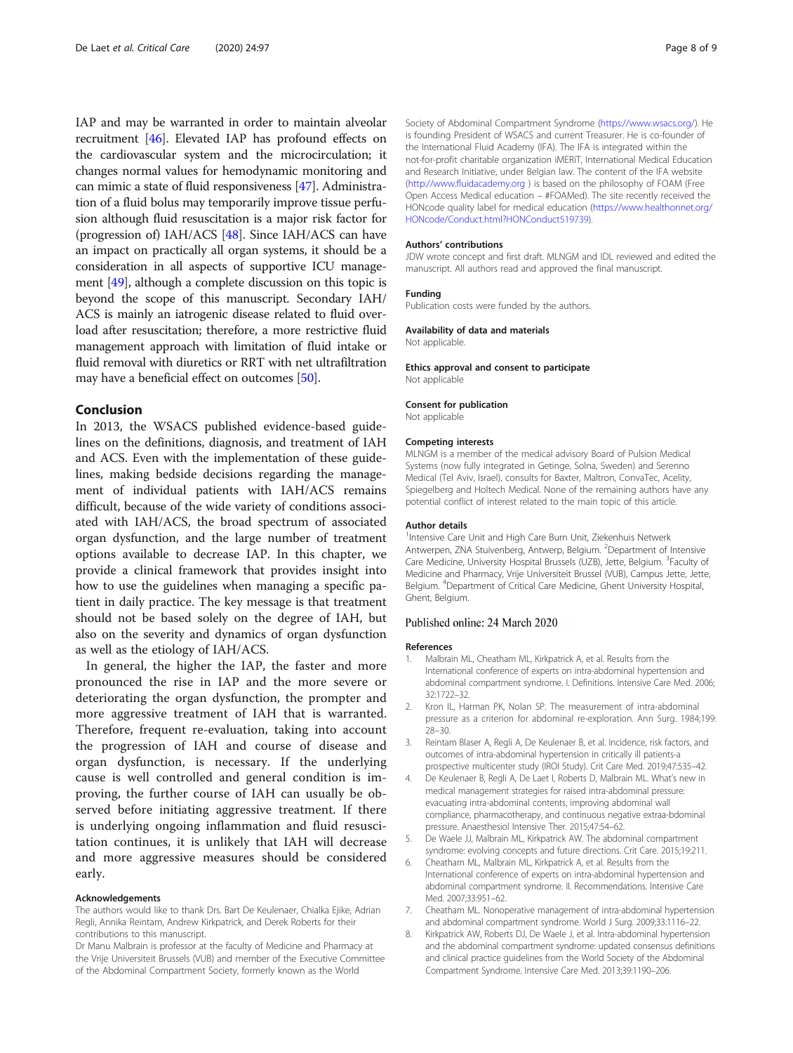IAP and may be warranted in order to maintain alveolar recruitment [46]. Elevated IAP has profound effects on the cardiovascular system and the microcirculation; it changes normal values for hemodynamic monitoring and can mimic a state of fluid responsiveness [47]. Administration of a fluid bolus may temporarily improve tissue perfusion although fluid resuscitation is a major risk factor for (progression of) IAH/ACS [48]. Since IAH/ACS can have an impact on practically all organ systems, it should be a consideration in all aspects of supportive ICU management [49], although a complete discussion on this topic is beyond the scope of this manuscript. Secondary IAH/ACS is mainly an iatrogenic disease related to fluid overload after resuscitation; therefore, a more restrictive fluid management approach with limitation of fluid intake or fluid removal with diuretics or RRT with net ultrafiltration may have a beneficial effect on outcomes [50].

## Conclusion

In 2013, the WSACS published evidence-based guidelines on the definitions, diagnosis, and treatment of IAH and ACS. Even with the implementation of these guidelines, making bedside decisions regarding the management of individual patients with IAH/ACS remains difficult, because of the wide variety of conditions associated with IAH/ACS, the broad spectrum of associated organ dysfunction, and the large number of treatment options available to decrease IAP. In this chapter, we provide a clinical framework that provides insight into how to use the guidelines when managing a specific patient in daily practice. The key message is that treatment should not be based solely on the degree of IAH, but also on the severity and dynamics of organ dysfunction as well as the etiology of IAH/ACS.

In general, the higher the IAP, the faster and more pronounced the rise in IAP and the more severe or deteriorating the organ dysfunction, the prompter and more aggressive treatment of IAH that is warranted. Therefore, frequent re-evaluation, taking into account the progression of IAH and course of disease and organ dysfunction, is necessary. If the underlying cause is well controlled and general condition is improving, the further course of IAH can usually be observed before initiating aggressive treatment. If there is underlying ongoing inflammation and fluid resuscitation continues, it is unlikely that IAH will decrease and more aggressive measures should be considered early.

#### Acknowledgements

The authors would like to thank Drs. Bart De Keulenaer, Chialka Ejike, Adrian Regli, Annika Reintam, Andrew Kirkpatrick, and Derek Roberts for their contributions to this manuscript.

Dr Manu Malbrain is professor at the faculty of Medicine and Pharmacy at the Vrije Universiteit Brussels (VUB) and member of the Executive Committee of the Abdominal Compartment Society, formerly known as the World Society of Abdominal Compartment Syndrome (https://www.wsacs.org/). He is founding President of WSACS and current Treasurer. He is co-founder of the International Fluid Academy (IFA). The IFA is integrated within the not-for-profit charitable organization iMERiT, International Medical Education and Research Initiative, under Belgian law. The content of the IFA website (http://www.fluidacademy.org ) is based on the philosophy of FOAM (Free Open Access Medical education – #FOAMed). The site recently received the HONcode quality label for medical education (https://www.healthonnet.org/HONcode/Conduct.html?HONConduct519739).

#### Authors' contributions

JDW wrote concept and first draft. MLNGM and IDL reviewed and edited the manuscript. All authors read and approved the final manuscript.

#### Funding

Publication costs were funded by the authors.

#### Availability of data and materials

Not applicable.

#### Ethics approval and consent to participate

Not applicable

#### Consent for publication

Not applicable

#### Competing interests

MLNGM is a member of the medical advisory Board of Pulsion Medical Systems (now fully integrated in Getinge, Solna, Sweden) and Serenno Medical (Tel Aviv, Israel), consults for Baxter, Maltron, ConvaTec, Acelity, Spiegelberg and Holtech Medical. None of the remaining authors have any potential conflict of interest related to the main topic of this article.

#### Author details

[1]Intensive Care Unit and High Care Burn Unit, Ziekenhuis Netwerk Antwerpen, ZNA Stuivenberg, Antwerp, Belgium. [2]Department of Intensive Care Medicine, University Hospital Brussels (UZB), Jette, Belgium. [3]Faculty of Medicine and Pharmacy, Vrije Universiteit Brussel (VUB), Campus Jette, Jette, Belgium. [4]Department of Critical Care Medicine, Ghent University Hospital, Ghent, Belgium.

Published online: 24 March 2020

#### References

1. Malbrain ML, Cheatham ML, Kirkpatrick A, et al. Results from the International conference of experts on intra-abdominal hypertension and abdominal compartment syndrome. I. Definitions. Intensive Care Med. 2006;32:1722–32.
2. Kron IL, Harman PK, Nolan SP. The measurement of intra-abdominal pressure as a criterion for abdominal re-exploration. Ann Surg. 1984;199:28–30.
3. Reintam Blaser A, Regli A, De Keulenaer B, et al. Incidence, risk factors, and outcomes of intra-abdominal hypertension in critically ill patients-a prospective multicenter study (IROI Study). Crit Care Med. 2019;47:535–42.
4. De Keulenaer B, Regli A, De Laet I, Roberts D, Malbrain ML. What's new in medical management strategies for raised intra-abdominal pressure: evacuating intra-abdominal contents, improving abdominal wall compliance, pharmacotherapy, and continuous negative extraa-bdominal pressure. Anaesthesiol Intensive Ther. 2015;47:54–62.
5. De Waele JJ, Malbrain ML, Kirkpatrick AW. The abdominal compartment syndrome: evolving concepts and future directions. Crit Care. 2015;19:211.
6. Cheatham ML, Malbrain ML, Kirkpatrick A, et al. Results from the International conference of experts on intra-abdominal hypertension and abdominal compartment syndrome. II. Recommendations. Intensive Care Med. 2007;33:951–62.
7. Cheatham ML. Nonoperative management of intra-abdominal hypertension and abdominal compartment syndrome. World J Surg. 2009;33:1116–22.
8. Kirkpatrick AW, Roberts DJ, De Waele J, et al. Intra-abdominal hypertension and the abdominal compartment syndrome: updated consensus definitions and clinical practice guidelines from the World Society of the Abdominal Compartment Syndrome. Intensive Care Med. 2013;39:1190–206.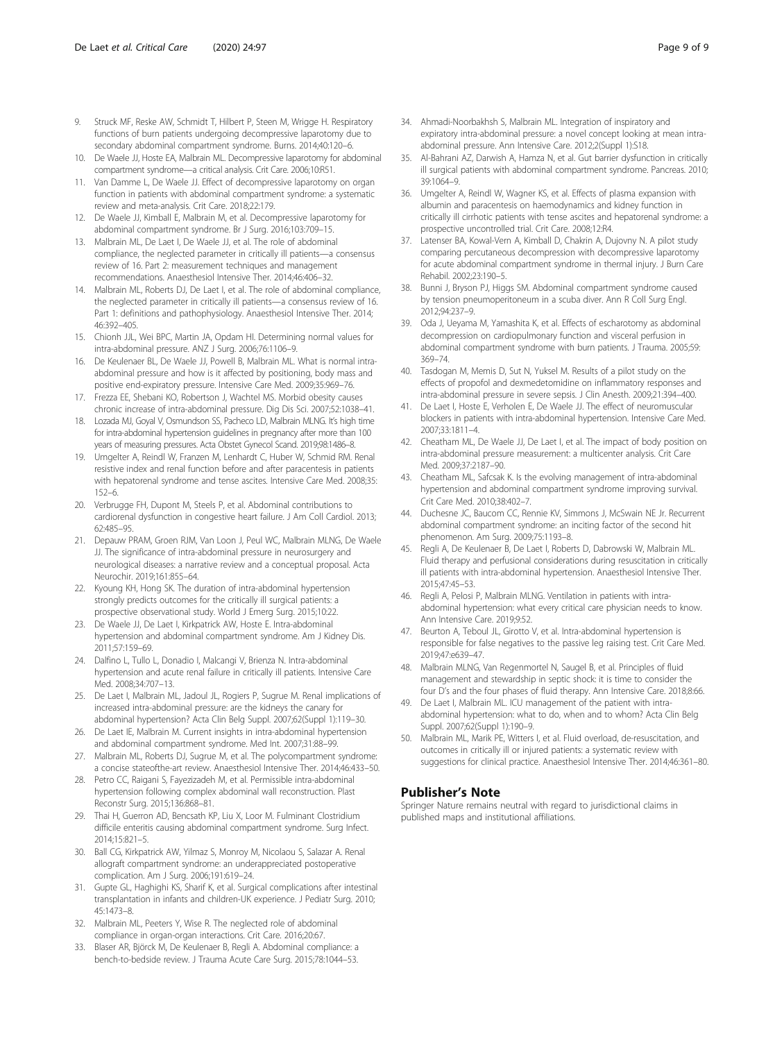9. Struck MF, Reske AW, Schmidt T, Hilbert P, Steen M, Wrigge H. Respiratory functions of burn patients undergoing decompressive laparotomy due to secondary abdominal compartment syndrome. Burns. 2014;40:120–6.
10. De Waele JJ, Hoste EA, Malbrain ML. Decompressive laparotomy for abdominal compartment syndrome—a critical analysis. Crit Care. 2006;10:R51.
11. Van Damme L, De Waele JJ. Effect of decompressive laparotomy on organ function in patients with abdominal compartment syndrome: a systematic review and meta-analysis. Crit Care. 2018;22:179.
12. De Waele JJ, Kimball E, Malbrain M, et al. Decompressive laparotomy for abdominal compartment syndrome. Br J Surg. 2016;103:709–15.
13. Malbrain ML, De Laet I, De Waele JJ, et al. The role of abdominal compliance, the neglected parameter in critically ill patients—a consensus review of 16. Part 2: measurement techniques and management recommendations. Anaesthesiol Intensive Ther. 2014;46:406–32.
14. Malbrain ML, Roberts DJ, De Laet I, et al. The role of abdominal compliance, the neglected parameter in critically ill patients—a consensus review of 16. Part 1: definitions and pathophysiology. Anaesthesiol Intensive Ther. 2014; 46:392–405.
15. Chionh JJL, Wei BPC, Martin JA, Opdam HI. Determining normal values for intra-abdominal pressure. ANZ J Surg. 2006;76:1106–9.
16. De Keulenaer BL, De Waele JJ, Powell B, Malbrain ML. What is normal intra-abdominal pressure and how is it affected by positioning, body mass and positive end-expiratory pressure. Intensive Care Med. 2009;35:969–76.
17. Frezza EE, Shebani KO, Robertson J, Wachtel MS. Morbid obesity causes chronic increase of intra-abdominal pressure. Dig Dis Sci. 2007;52:1038–41.
18. Lozada MJ, Goyal V, Osmundson SS, Pacheco LD, Malbrain MLNG. It's high time for intra-abdominal hypertension guidelines in pregnancy after more than 100 years of measuring pressures. Acta Obstet Gynecol Scand. 2019;98:1486–8.
19. Umgelter A, Reindl W, Franzen M, Lenhardt C, Huber W, Schmid RM. Renal resistive index and renal function before and after paracentesis in patients with hepatorenal syndrome and tense ascites. Intensive Care Med. 2008;35: 152–6.
20. Verbrugge FH, Dupont M, Steels P, et al. Abdominal contributions to cardiorenal dysfunction in congestive heart failure. J Am Coll Cardiol. 2013; 62:485–95.
21. Depauw PRAM, Groen RJM, Van Loon J, Peul WC, Malbrain MLNG, De Waele JJ. The significance of intra-abdominal pressure in neurosurgery and neurological diseases: a narrative review and a conceptual proposal. Acta Neurochir. 2019;161:855–64.
22. Kyoung KH, Hong SK. The duration of intra-abdominal hypertension strongly predicts outcomes for the critically ill surgical patients: a prospective observational study. World J Emerg Surg. 2015;10:22.
23. De Waele JJ, De Laet I, Kirkpatrick AW, Hoste E. Intra-abdominal hypertension and abdominal compartment syndrome. Am J Kidney Dis. 2011;57:159–69.
24. Dalfino L, Tullo L, Donadio I, Malcangi V, Brienza N. Intra-abdominal hypertension and acute renal failure in critically ill patients. Intensive Care Med. 2008;34:707–13.
25. De Laet I, Malbrain ML, Jadoul JL, Rogiers P, Sugrue M. Renal implications of increased intra-abdominal pressure: are the kidneys the canary for abdominal hypertension? Acta Clin Belg Suppl. 2007;62(Suppl 1):119–30.
26. De Laet IE, Malbrain M. Current insights in intra-abdominal hypertension and abdominal compartment syndrome. Med Int. 2007;31:88–99.
27. Malbrain ML, Roberts DJ, Sugrue M, et al. The polycompartment syndrome: a concise stateofthe-art review. Anaesthesiol Intensive Ther. 2014;46:433–50.
28. Petro CC, Raigani S, Fayezizadeh M, et al. Permissible intra-abdominal hypertension following complex abdominal wall reconstruction. Plast Reconstr Surg. 2015;136:868–81.
29. Thai H, Guerron AD, Bencsath KP, Liu X, Loor M. Fulminant Clostridium difficile enteritis causing abdominal compartment syndrome. Surg Infect. 2014;15:821–5.
30. Ball CG, Kirkpatrick AW, Yilmaz S, Monroy M, Nicolaou S, Salazar A. Renal allograft compartment syndrome: an underappreciated postoperative complication. Am J Surg. 2006;191:619–24.
31. Gupte GL, Haghighi KS, Sharif K, et al. Surgical complications after intestinal transplantation in infants and children-UK experience. J Pediatr Surg. 2010; 45:1473–8.
32. Malbrain ML, Peeters Y, Wise R. The neglected role of abdominal compliance in organ-organ interactions. Crit Care. 2016;20:67.
33. Blaser AR, Björck M, De Keulenaer B, Regli A. Abdominal compliance: a bench-to-bedside review. J Trauma Acute Care Surg. 2015;78:1044–53.
34. Ahmadi-Noorbakhsh S, Malbrain ML. Integration of inspiratory and expiratory intra-abdominal pressure: a novel concept looking at mean intra-abdominal pressure. Ann Intensive Care. 2012;2(Suppl 1):S18.
35. Al-Bahrani AZ, Darwish A, Hamza N, et al. Gut barrier dysfunction in critically ill surgical patients with abdominal compartment syndrome. Pancreas. 2010; 39:1064–9.
36. Umgelter A, Reindl W, Wagner KS, et al. Effects of plasma expansion with albumin and paracentesis on haemodynamics and kidney function in critically ill cirrhotic patients with tense ascites and hepatorenal syndrome: a prospective uncontrolled trial. Crit Care. 2008;12:R4.
37. Latenser BA, Kowal-Vern A, Kimball D, Chakrin A, Dujovny N. A pilot study comparing percutaneous decompression with decompressive laparotomy for acute abdominal compartment syndrome in thermal injury. J Burn Care Rehabil. 2002;23:190–5.
38. Bunni J, Bryson PJ, Higgs SM. Abdominal compartment syndrome caused by tension pneumoperitoneum in a scuba diver. Ann R Coll Surg Engl. 2012;94:237–9.
39. Oda J, Ueyama M, Yamashita K, et al. Effects of escharotomy as abdominal decompression on cardiopulmonary function and visceral perfusion in abdominal compartment syndrome with burn patients. J Trauma. 2005;59: 369–74.
40. Tasdogan M, Memis D, Sut N, Yuksel M. Results of a pilot study on the effects of propofol and dexmedetomidine on inflammatory responses and intra-abdominal pressure in severe sepsis. J Clin Anesth. 2009;21:394–400.
41. De Laet I, Hoste E, Verholen E, De Waele JJ. The effect of neuromuscular blockers in patients with intra-abdominal hypertension. Intensive Care Med. 2007;33:1811–4.
42. Cheatham ML, De Waele JJ, De Laet I, et al. The impact of body position on intra-abdominal pressure measurement: a multicenter analysis. Crit Care Med. 2009;37:2187–90.
43. Cheatham ML, Safcsak K. Is the evolving management of intra-abdominal hypertension and abdominal compartment syndrome improving survival. Crit Care Med. 2010;38:402–7.
44. Duchesne JC, Baucom CC, Rennie KV, Simmons J, McSwain NE Jr. Recurrent abdominal compartment syndrome: an inciting factor of the second hit phenomenon. Am Surg. 2009;75:1193–8.
45. Regli A, De Keulenaer B, De Laet I, Roberts D, Dabrowski W, Malbrain ML. Fluid therapy and perfusional considerations during resuscitation in critically ill patients with intra-abdominal hypertension. Anaesthesiol Intensive Ther. 2015;47:45–53.
46. Regli A, Pelosi P, Malbrain MLNG. Ventilation in patients with intra-abdominal hypertension: what every critical care physician needs to know. Ann Intensive Care. 2019;9:52.
47. Beurton A, Teboul JL, Girotto V, et al. Intra-abdominal hypertension is responsible for false negatives to the passive leg raising test. Crit Care Med. 2019;47:e639–47.
48. Malbrain MLNG, Van Regenmortel N, Saugel B, et al. Principles of fluid management and stewardship in septic shock: it is time to consider the four D's and the four phases of fluid therapy. Ann Intensive Care. 2018;8:66.
49. De Laet I, Malbrain ML. ICU management of the patient with intra-abdominal hypertension: what to do, when and to whom? Acta Clin Belg Suppl. 2007;62(Suppl 1):190–9.
50. Malbrain ML, Marik PE, Witters I, et al. Fluid overload, de-resuscitation, and outcomes in critically ill or injured patients: a systematic review with suggestions for clinical practice. Anaesthesiol Intensive Ther. 2014;46:361–80.

## Publisher's Note

Springer Nature remains neutral with regard to jurisdictional claims in published maps and institutional affiliations.